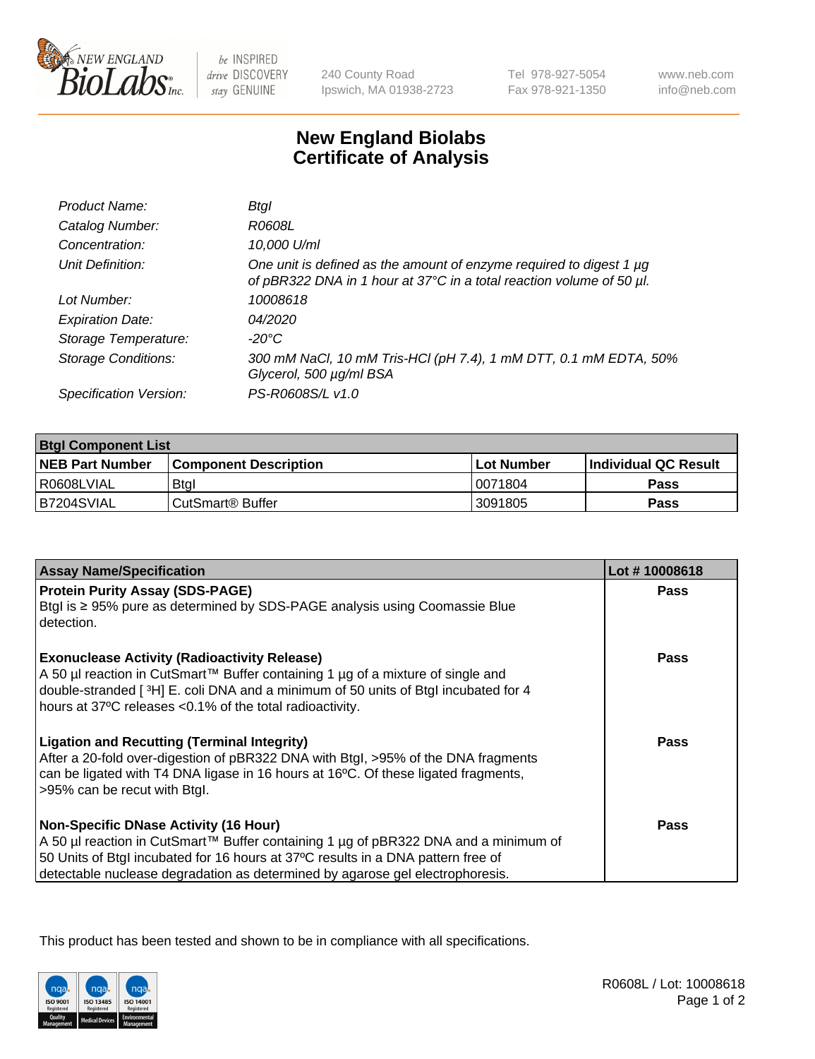New England BioLabs Inc. — be INSPIRED drive DISCOVERY stay GENUINE

240 County Road
Ipswich, MA 01938-2723

Tel 978-927-5054
Fax 978-921-1350

www.neb.com
info@neb.com

# New England Biolabs
# Certificate of Analysis

| | |
|---|---|
| *Product Name:* | *BtgI* |
| *Catalog Number:* | *R0608L* |
| *Concentration:* | *10,000 U/ml* |
| *Unit Definition:* | *One unit is defined as the amount of enzyme required to digest 1 µg of pBR322 DNA in 1 hour at 37°C in a total reaction volume of 50 µl.* |
| *Lot Number:* | *10008618* |
| *Expiration Date:* | *04/2020* |
| *Storage Temperature:* | *-20°C* |
| *Storage Conditions:* | *300 mM NaCl, 10 mM Tris-HCl (pH 7.4), 1 mM DTT, 0.1 mM EDTA, 50% Glycerol, 500 µg/ml BSA* |
| *Specification Version:* | *PS-R0608S/L v1.0* |

| **BtgI Component List** | | | |
|---|---|---|---|
| **NEB Part Number** | **Component Description** | **Lot Number** | **Individual QC Result** |
| R0608LVIAL | BtgI | 0071804 | **Pass** |
| B7204SVIAL | CutSmart® Buffer | 3091805 | **Pass** |

| **Assay Name/Specification** | **Lot # 10008618** |
|---|---|
| **Protein Purity Assay (SDS-PAGE)**<br>BtgI is ≥ 95% pure as determined by SDS-PAGE analysis using Coomassie Blue detection. | **Pass** |
| **Exonuclease Activity (Radioactivity Release)**<br>A 50 µl reaction in CutSmart™ Buffer containing 1 µg of a mixture of single and double-stranded [ $^3$H] E. coli DNA and a minimum of 50 units of BtgI incubated for 4 hours at 37ºC releases <0.1% of the total radioactivity. | **Pass** |
| **Ligation and Recutting (Terminal Integrity)**<br>After a 20-fold over-digestion of pBR322 DNA with BtgI, >95% of the DNA fragments can be ligated with T4 DNA ligase in 16 hours at 16ºC. Of these ligated fragments, >95% can be recut with BtgI. | **Pass** |
| **Non-Specific DNase Activity (16 Hour)**<br>A 50 µl reaction in CutSmart™ Buffer containing 1 µg of pBR322 DNA and a minimum of 50 Units of BtgI incubated for 16 hours at 37ºC results in a DNA pattern free of detectable nuclease degradation as determined by agarose gel electrophoresis. | **Pass** |

This product has been tested and shown to be in compliance with all specifications.

R0608L / Lot: 10008618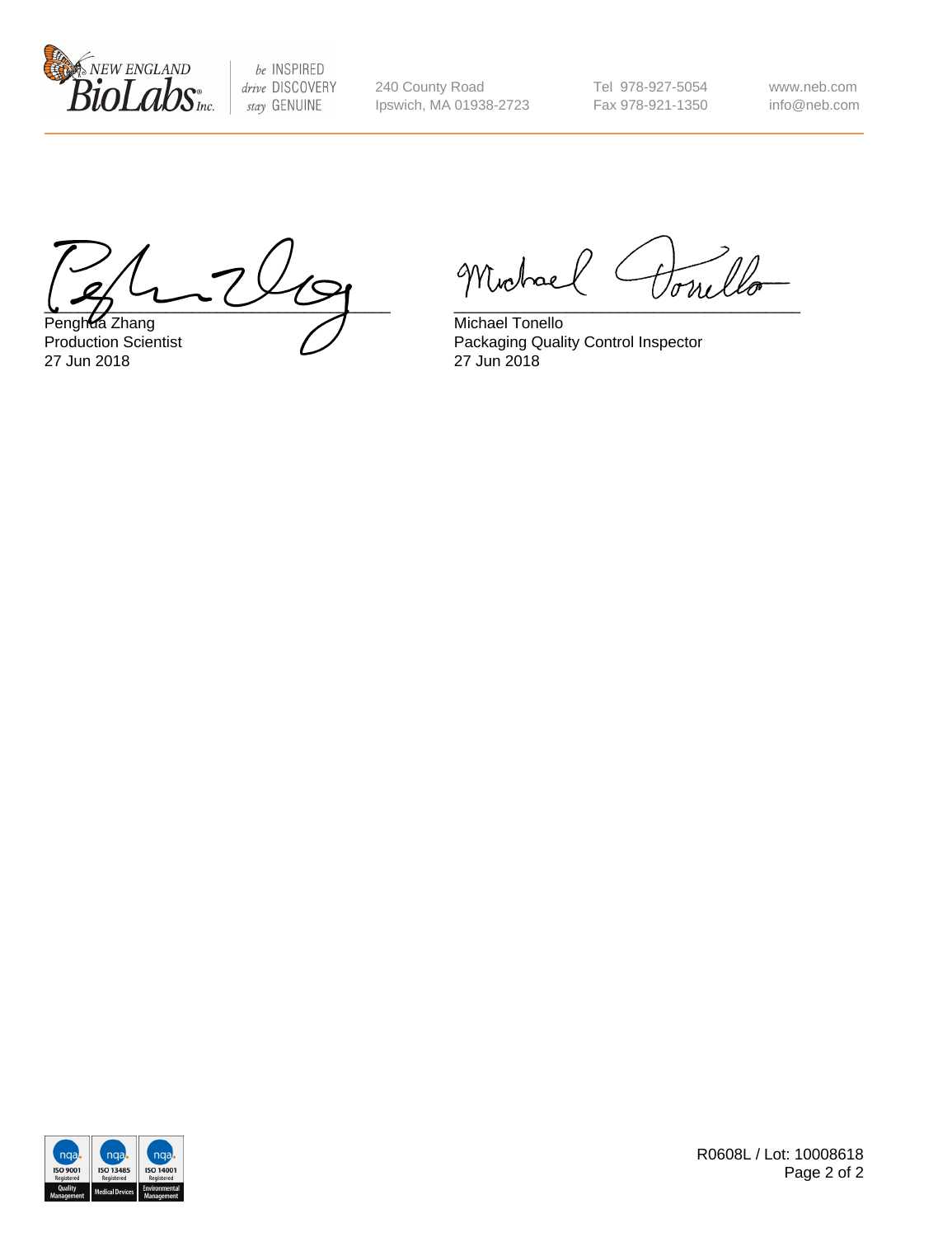NEW ENGLAND BioLabs Inc.

be INSPIRED
drive DISCOVERY
stay GENUINE

240 County Road
Ipswich, MA 01938-2723

Tel 978-927-5054
Fax 978-921-1350

www.neb.com
info@neb.com

Penghua Zhang
Production Scientist
27 Jun 2018

Michael Tonello
Packaging Quality Control Inspector
27 Jun 2018

ISO 9001 Registered Quality Management | ISO 13485 Registered Medical Devices | ISO 14001 Registered Environmental Management

R0608L / Lot: 10008618